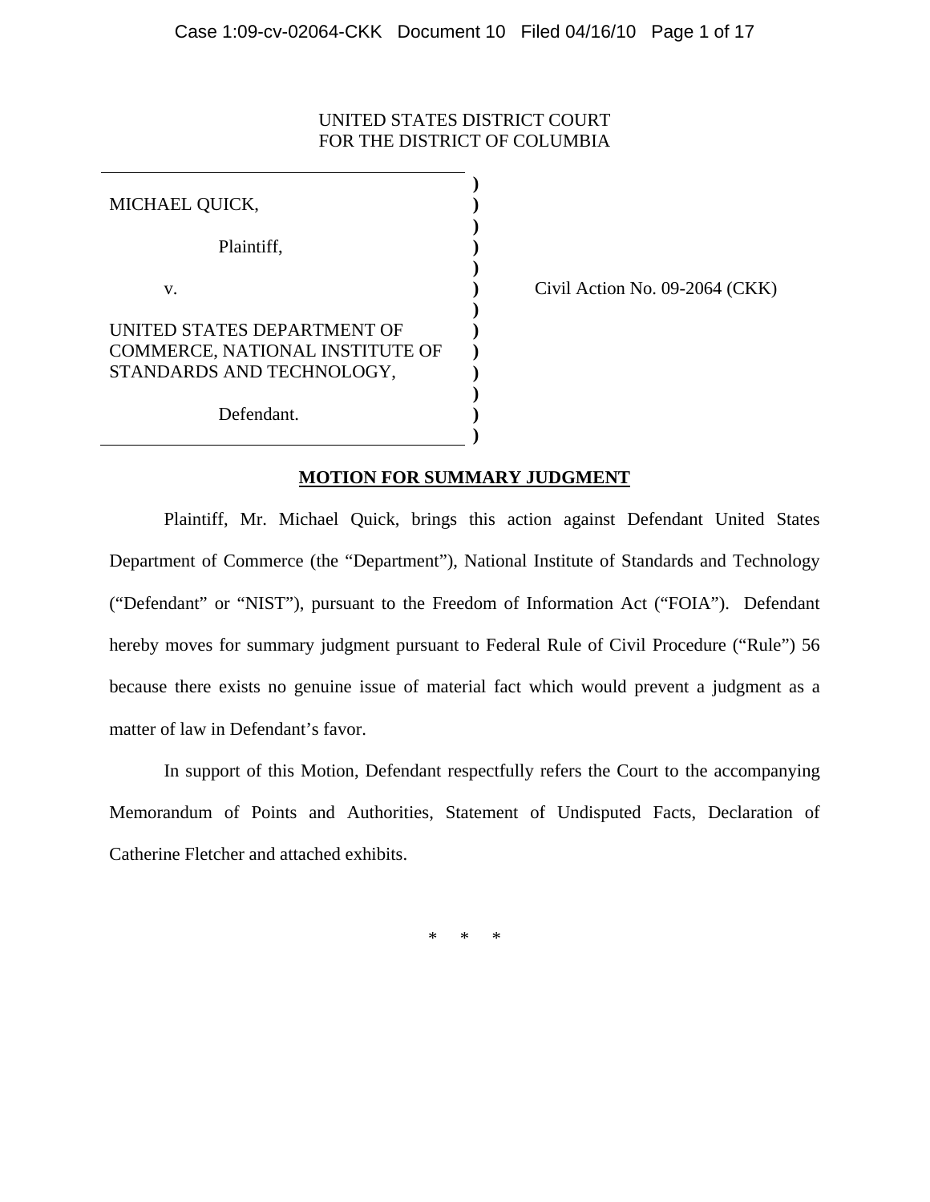UNITED STATES DISTRICT COURT
FOR THE DISTRICT OF COLUMBIA

MICHAEL QUICK,

Plaintiff,

v.

UNITED STATES DEPARTMENT OF COMMERCE, NATIONAL INSTITUTE OF STANDARDS AND TECHNOLOGY,

Defendant.

Civil Action No. 09-2064 (CKK)

## MOTION FOR SUMMARY JUDGMENT

Plaintiff, Mr. Michael Quick, brings this action against Defendant United States Department of Commerce (the "Department"), National Institute of Standards and Technology ("Defendant" or "NIST"), pursuant to the Freedom of Information Act ("FOIA"). Defendant hereby moves for summary judgment pursuant to Federal Rule of Civil Procedure ("Rule") 56 because there exists no genuine issue of material fact which would prevent a judgment as a matter of law in Defendant's favor.

In support of this Motion, Defendant respectfully refers the Court to the accompanying Memorandum of Points and Authorities, Statement of Undisputed Facts, Declaration of Catherine Fletcher and attached exhibits.

\* \* \*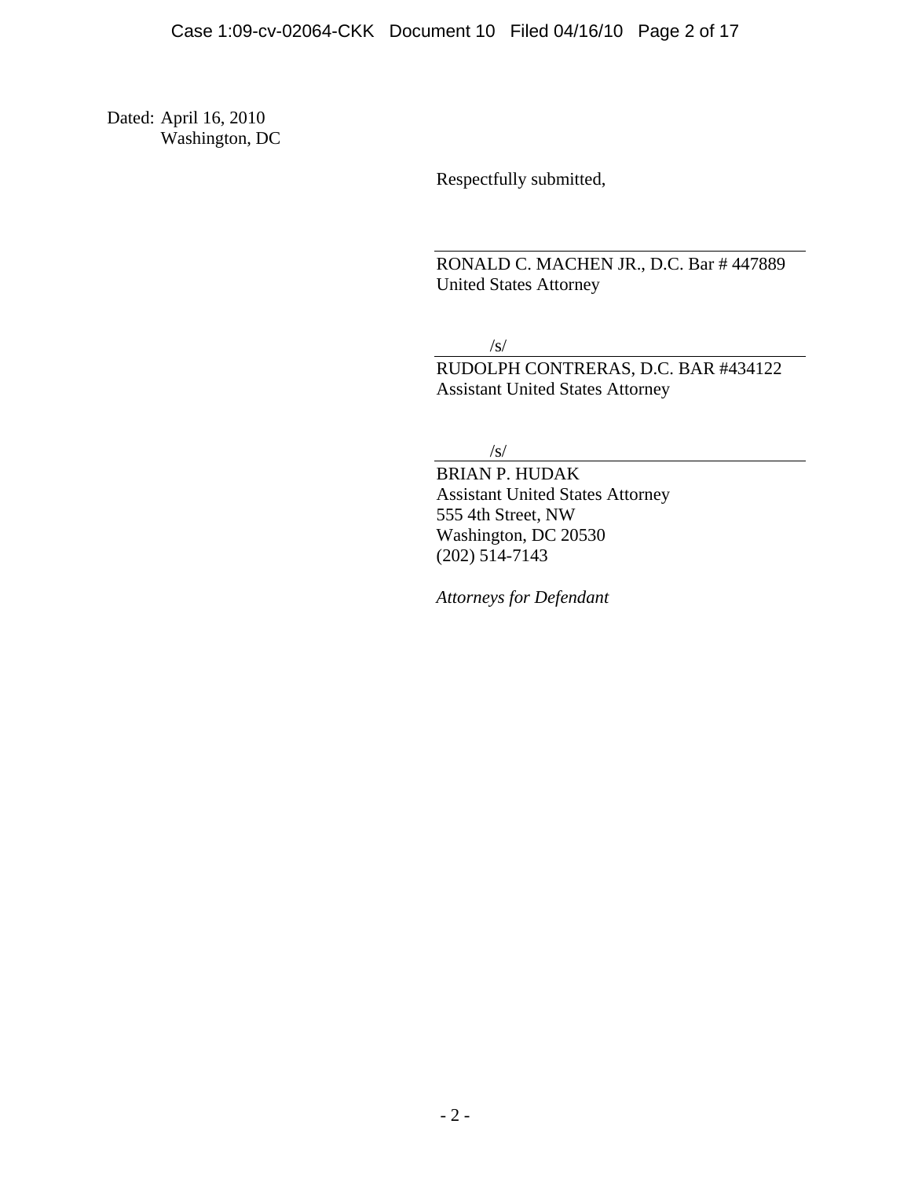Dated: April 16, 2010
Washington, DC

Respectfully submitted,

RONALD C. MACHEN JR., D.C. Bar # 447889
United States Attorney

/s/

RUDOLPH CONTRERAS, D.C. BAR #434122
Assistant United States Attorney

/s/

BRIAN P. HUDAK
Assistant United States Attorney
555 4th Street, NW
Washington, DC 20530
(202) 514-7143

*Attorneys for Defendant*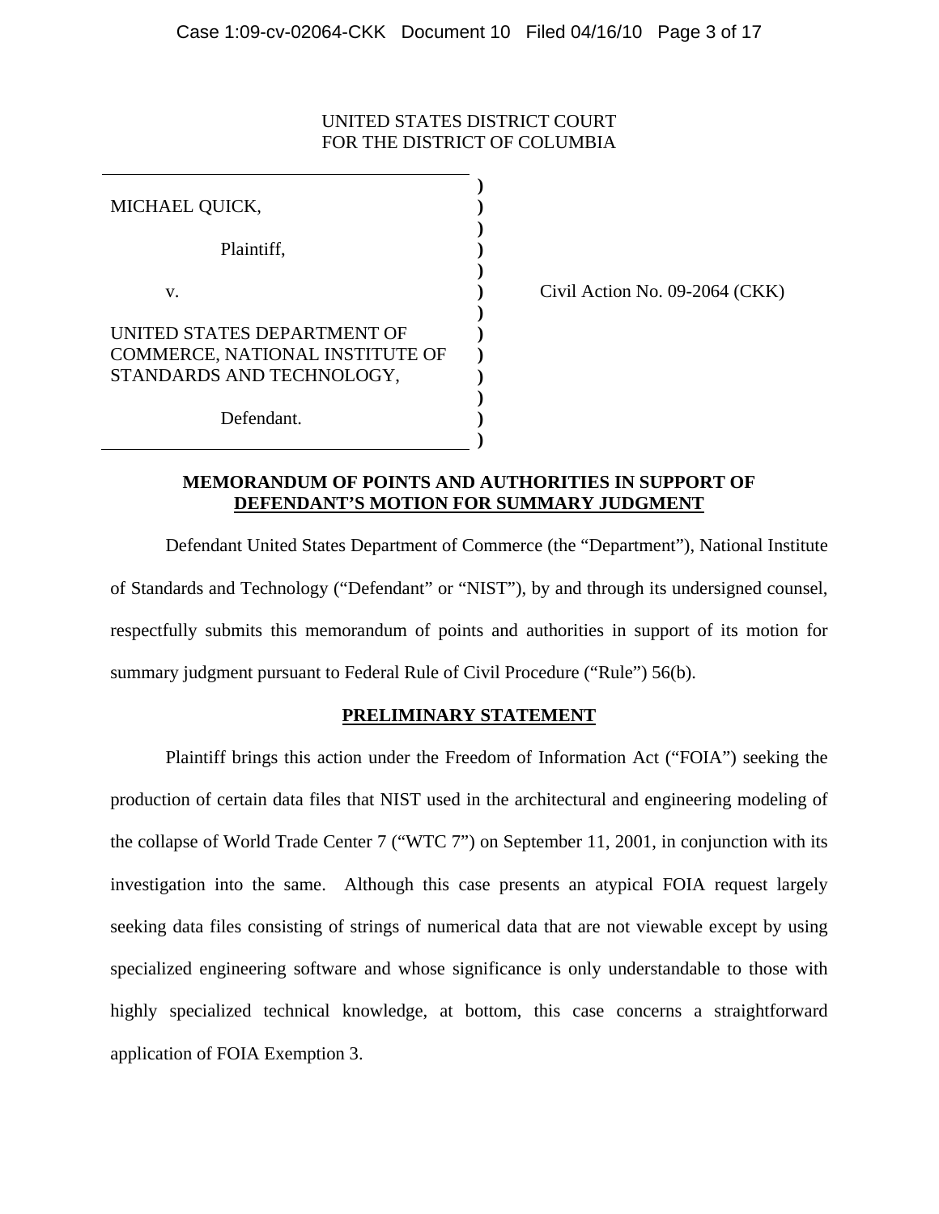UNITED STATES DISTRICT COURT
FOR THE DISTRICT OF COLUMBIA

MICHAEL QUICK,

Plaintiff,

v.

UNITED STATES DEPARTMENT OF COMMERCE, NATIONAL INSTITUTE OF STANDARDS AND TECHNOLOGY,

Defendant.

Civil Action No. 09-2064 (CKK)

**MEMORANDUM OF POINTS AND AUTHORITIES IN SUPPORT OF DEFENDANT'S MOTION FOR SUMMARY JUDGMENT**

Defendant United States Department of Commerce (the "Department"), National Institute of Standards and Technology ("Defendant" or "NIST"), by and through its undersigned counsel, respectfully submits this memorandum of points and authorities in support of its motion for summary judgment pursuant to Federal Rule of Civil Procedure ("Rule") 56(b).

**PRELIMINARY STATEMENT**

Plaintiff brings this action under the Freedom of Information Act ("FOIA") seeking the production of certain data files that NIST used in the architectural and engineering modeling of the collapse of World Trade Center 7 ("WTC 7") on September 11, 2001, in conjunction with its investigation into the same. Although this case presents an atypical FOIA request largely seeking data files consisting of strings of numerical data that are not viewable except by using specialized engineering software and whose significance is only understandable to those with highly specialized technical knowledge, at bottom, this case concerns a straightforward application of FOIA Exemption 3.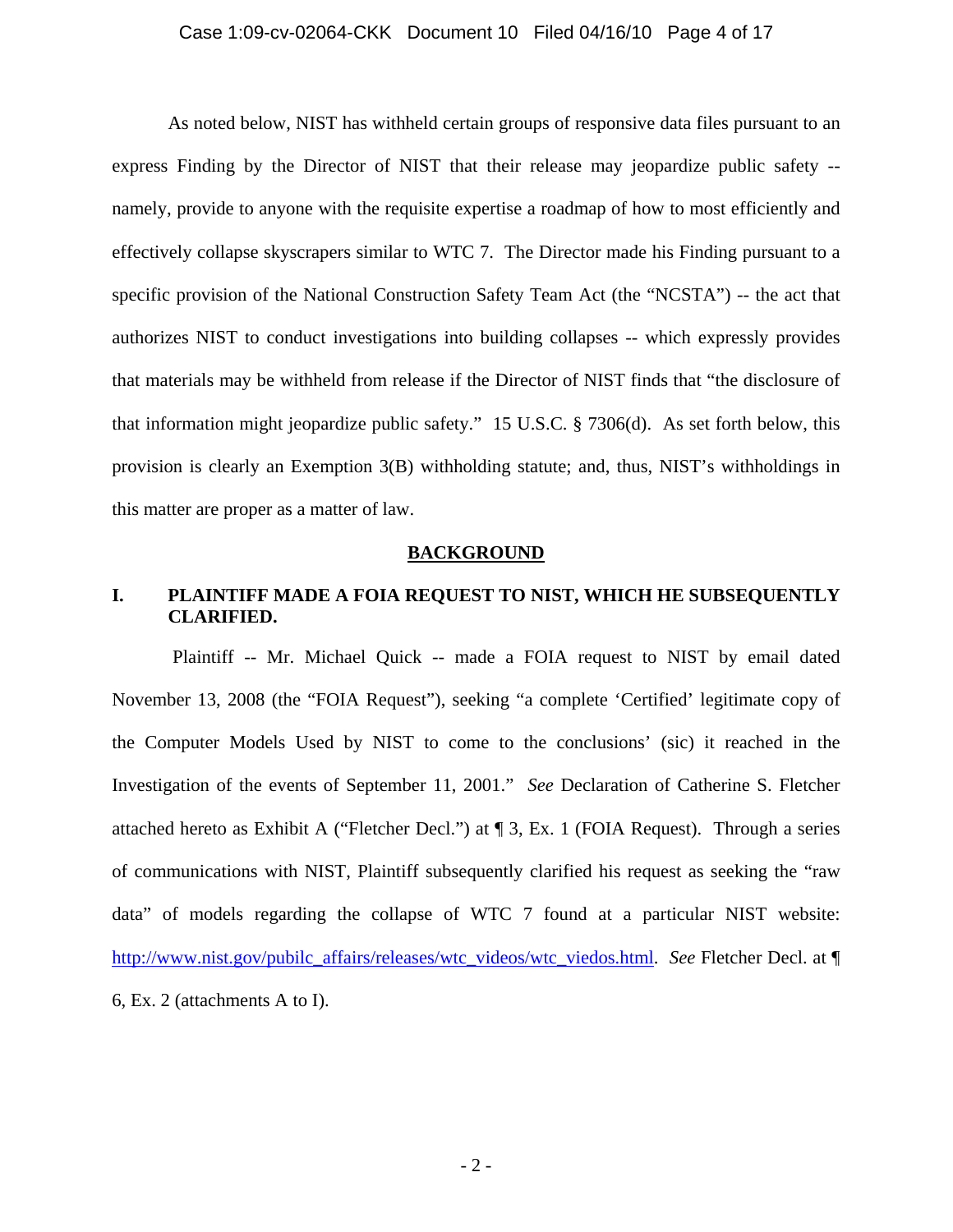As noted below, NIST has withheld certain groups of responsive data files pursuant to an express Finding by the Director of NIST that their release may jeopardize public safety -- namely, provide to anyone with the requisite expertise a roadmap of how to most efficiently and effectively collapse skyscrapers similar to WTC 7. The Director made his Finding pursuant to a specific provision of the National Construction Safety Team Act (the "NCSTA") -- the act that authorizes NIST to conduct investigations into building collapses -- which expressly provides that materials may be withheld from release if the Director of NIST finds that "the disclosure of that information might jeopardize public safety." 15 U.S.C. § 7306(d). As set forth below, this provision is clearly an Exemption 3(B) withholding statute; and, thus, NIST's withholdings in this matter are proper as a matter of law.

## BACKGROUND

### I. PLAINTIFF MADE A FOIA REQUEST TO NIST, WHICH HE SUBSEQUENTLY CLARIFIED.

Plaintiff -- Mr. Michael Quick -- made a FOIA request to NIST by email dated November 13, 2008 (the "FOIA Request"), seeking "a complete 'Certified' legitimate copy of the Computer Models Used by NIST to come to the conclusions' (sic) it reached in the Investigation of the events of September 11, 2001." *See* Declaration of Catherine S. Fletcher attached hereto as Exhibit A ("Fletcher Decl.") at ¶ 3, Ex. 1 (FOIA Request). Through a series of communications with NIST, Plaintiff subsequently clarified his request as seeking the "raw data" of models regarding the collapse of WTC 7 found at a particular NIST website: http://www.nist.gov/pubilc_affairs/releases/wtc_videos/wtc_viedos.html. *See* Fletcher Decl. at ¶ 6, Ex. 2 (attachments A to I).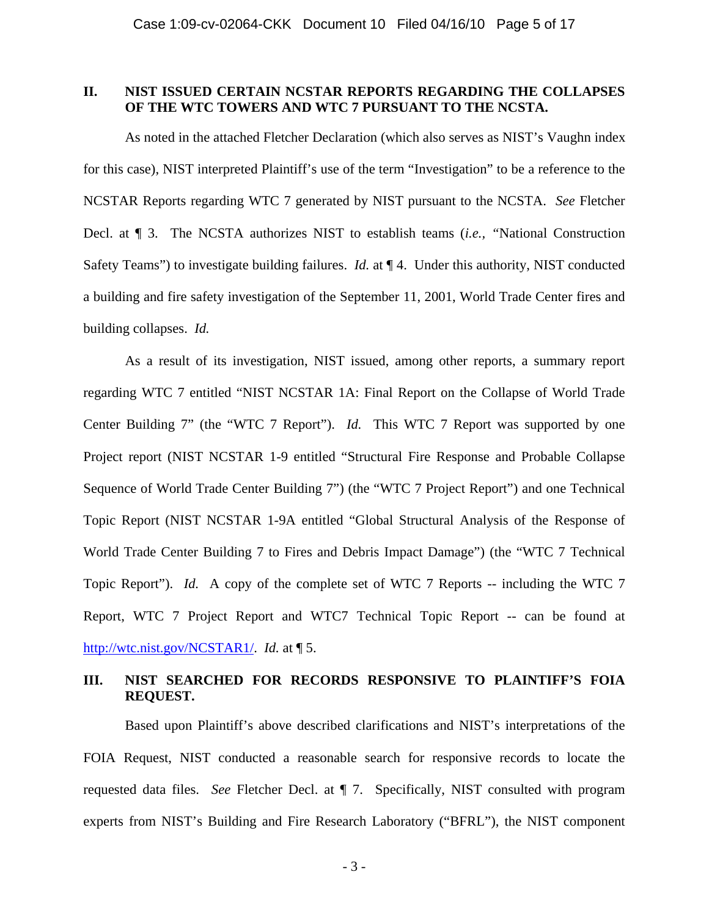## II. NIST ISSUED CERTAIN NCSTAR REPORTS REGARDING THE COLLAPSES OF THE WTC TOWERS AND WTC 7 PURSUANT TO THE NCSTA.

As noted in the attached Fletcher Declaration (which also serves as NIST's Vaughn index for this case), NIST interpreted Plaintiff's use of the term "Investigation" to be a reference to the NCSTAR Reports regarding WTC 7 generated by NIST pursuant to the NCSTA. *See* Fletcher Decl. at ¶ 3. The NCSTA authorizes NIST to establish teams (*i.e.,* "National Construction Safety Teams") to investigate building failures. *Id.* at ¶ 4. Under this authority, NIST conducted a building and fire safety investigation of the September 11, 2001, World Trade Center fires and building collapses. *Id.*

As a result of its investigation, NIST issued, among other reports, a summary report regarding WTC 7 entitled "NIST NCSTAR 1A: Final Report on the Collapse of World Trade Center Building 7" (the "WTC 7 Report"). *Id.* This WTC 7 Report was supported by one Project report (NIST NCSTAR 1-9 entitled "Structural Fire Response and Probable Collapse Sequence of World Trade Center Building 7") (the "WTC 7 Project Report") and one Technical Topic Report (NIST NCSTAR 1-9A entitled "Global Structural Analysis of the Response of World Trade Center Building 7 to Fires and Debris Impact Damage") (the "WTC 7 Technical Topic Report"). *Id.* A copy of the complete set of WTC 7 Reports -- including the WTC 7 Report, WTC 7 Project Report and WTC7 Technical Topic Report -- can be found at http://wtc.nist.gov/NCSTAR1/. *Id.* at ¶ 5.

## III. NIST SEARCHED FOR RECORDS RESPONSIVE TO PLAINTIFF'S FOIA REQUEST.

Based upon Plaintiff's above described clarifications and NIST's interpretations of the FOIA Request, NIST conducted a reasonable search for responsive records to locate the requested data files. *See* Fletcher Decl. at ¶ 7. Specifically, NIST consulted with program experts from NIST's Building and Fire Research Laboratory ("BFRL"), the NIST component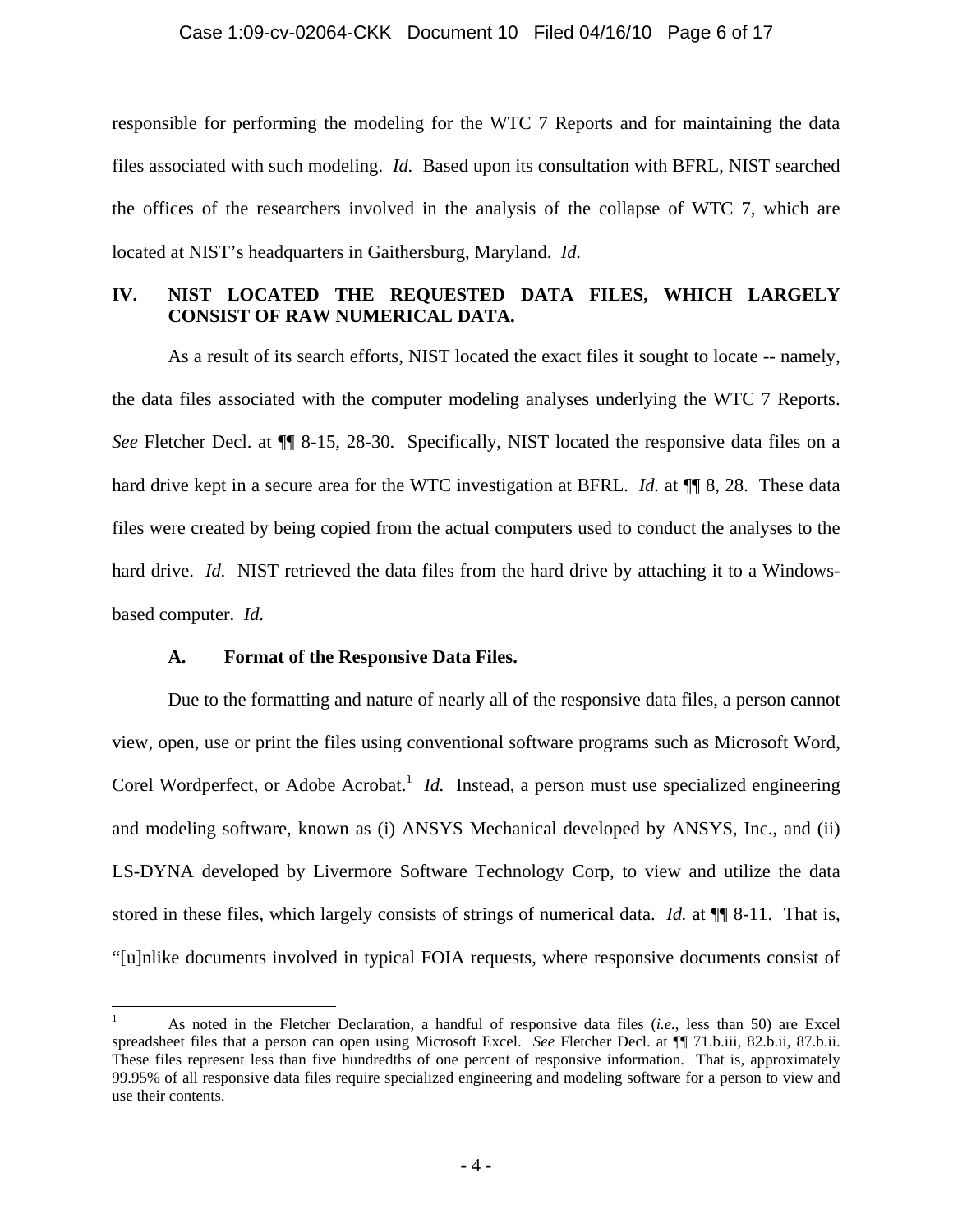responsible for performing the modeling for the WTC 7 Reports and for maintaining the data files associated with such modeling. *Id.* Based upon its consultation with BFRL, NIST searched the offices of the researchers involved in the analysis of the collapse of WTC 7, which are located at NIST's headquarters in Gaithersburg, Maryland. *Id.*

## IV. NIST LOCATED THE REQUESTED DATA FILES, WHICH LARGELY CONSIST OF RAW NUMERICAL DATA.

As a result of its search efforts, NIST located the exact files it sought to locate -- namely, the data files associated with the computer modeling analyses underlying the WTC 7 Reports. *See* Fletcher Decl. at ¶¶ 8-15, 28-30. Specifically, NIST located the responsive data files on a hard drive kept in a secure area for the WTC investigation at BFRL. *Id.* at ¶¶ 8, 28. These data files were created by being copied from the actual computers used to conduct the analyses to the hard drive. *Id.* NIST retrieved the data files from the hard drive by attaching it to a Windows-based computer. *Id.*

### A. Format of the Responsive Data Files.

Due to the formatting and nature of nearly all of the responsive data files, a person cannot view, open, use or print the files using conventional software programs such as Microsoft Word, Corel Wordperfect, or Adobe Acrobat.[1] *Id.* Instead, a person must use specialized engineering and modeling software, known as (i) ANSYS Mechanical developed by ANSYS, Inc., and (ii) LS-DYNA developed by Livermore Software Technology Corp, to view and utilize the data stored in these files, which largely consists of strings of numerical data. *Id.* at ¶¶ 8-11. That is, "[u]nlike documents involved in typical FOIA requests, where responsive documents consist of

---

[1] As noted in the Fletcher Declaration, a handful of responsive data files (*i.e.*, less than 50) are Excel spreadsheet files that a person can open using Microsoft Excel. *See* Fletcher Decl. at ¶¶ 71.b.iii, 82.b.ii, 87.b.ii. These files represent less than five hundredths of one percent of responsive information. That is, approximately 99.95% of all responsive data files require specialized engineering and modeling software for a person to view and use their contents.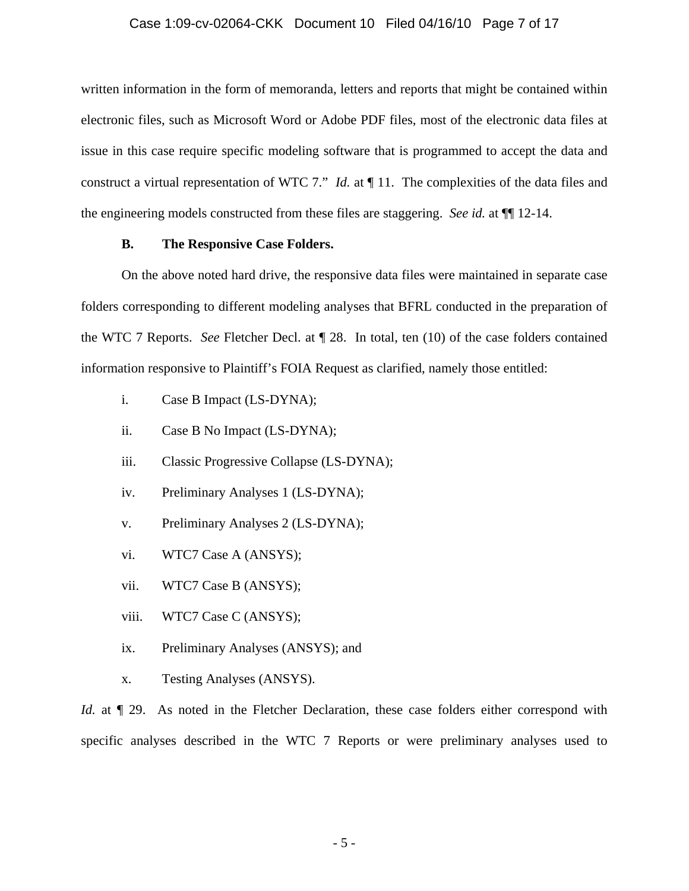written information in the form of memoranda, letters and reports that might be contained within electronic files, such as Microsoft Word or Adobe PDF files, most of the electronic data files at issue in this case require specific modeling software that is programmed to accept the data and construct a virtual representation of WTC 7." *Id.* at ¶ 11. The complexities of the data files and the engineering models constructed from these files are staggering. *See id.* at ¶¶ 12-14.

### B. The Responsive Case Folders.

On the above noted hard drive, the responsive data files were maintained in separate case folders corresponding to different modeling analyses that BFRL conducted in the preparation of the WTC 7 Reports. *See* Fletcher Decl. at ¶ 28. In total, ten (10) of the case folders contained information responsive to Plaintiff's FOIA Request as clarified, namely those entitled:

i. Case B Impact (LS-DYNA);

ii. Case B No Impact (LS-DYNA);

iii. Classic Progressive Collapse (LS-DYNA);

iv. Preliminary Analyses 1 (LS-DYNA);

v. Preliminary Analyses 2 (LS-DYNA);

vi. WTC7 Case A (ANSYS);

vii. WTC7 Case B (ANSYS);

viii. WTC7 Case C (ANSYS);

ix. Preliminary Analyses (ANSYS); and

x. Testing Analyses (ANSYS).

*Id.* at ¶ 29. As noted in the Fletcher Declaration, these case folders either correspond with specific analyses described in the WTC 7 Reports or were preliminary analyses used to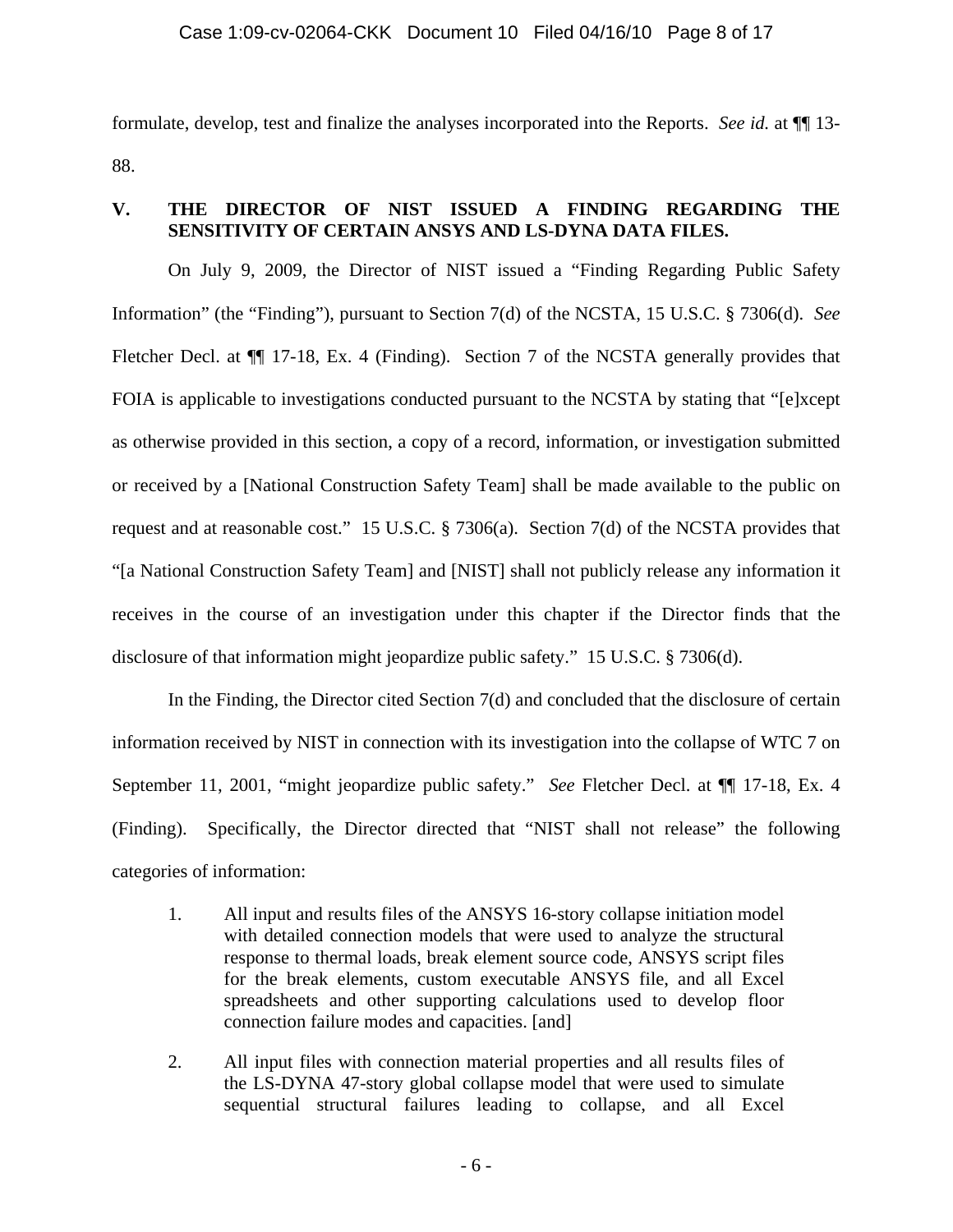formulate, develop, test and finalize the analyses incorporated into the Reports. *See id.* at ¶¶ 13-88.

## V. THE DIRECTOR OF NIST ISSUED A FINDING REGARDING THE SENSITIVITY OF CERTAIN ANSYS AND LS-DYNA DATA FILES.

On July 9, 2009, the Director of NIST issued a "Finding Regarding Public Safety Information" (the "Finding"), pursuant to Section 7(d) of the NCSTA, 15 U.S.C. § 7306(d). *See* Fletcher Decl. at ¶¶ 17-18, Ex. 4 (Finding). Section 7 of the NCSTA generally provides that FOIA is applicable to investigations conducted pursuant to the NCSTA by stating that "[e]xcept as otherwise provided in this section, a copy of a record, information, or investigation submitted or received by a [National Construction Safety Team] shall be made available to the public on request and at reasonable cost." 15 U.S.C. § 7306(a). Section 7(d) of the NCSTA provides that "[a National Construction Safety Team] and [NIST] shall not publicly release any information it receives in the course of an investigation under this chapter if the Director finds that the disclosure of that information might jeopardize public safety." 15 U.S.C. § 7306(d).

In the Finding, the Director cited Section 7(d) and concluded that the disclosure of certain information received by NIST in connection with its investigation into the collapse of WTC 7 on September 11, 2001, "might jeopardize public safety." *See* Fletcher Decl. at ¶¶ 17-18, Ex. 4 (Finding). Specifically, the Director directed that "NIST shall not release" the following categories of information:

> 1. All input and results files of the ANSYS 16-story collapse initiation model with detailed connection models that were used to analyze the structural response to thermal loads, break element source code, ANSYS script files for the break elements, custom executable ANSYS file, and all Excel spreadsheets and other supporting calculations used to develop floor connection failure modes and capacities. [and]
>
> 2. All input files with connection material properties and all results files of the LS-DYNA 47-story global collapse model that were used to simulate sequential structural failures leading to collapse, and all Excel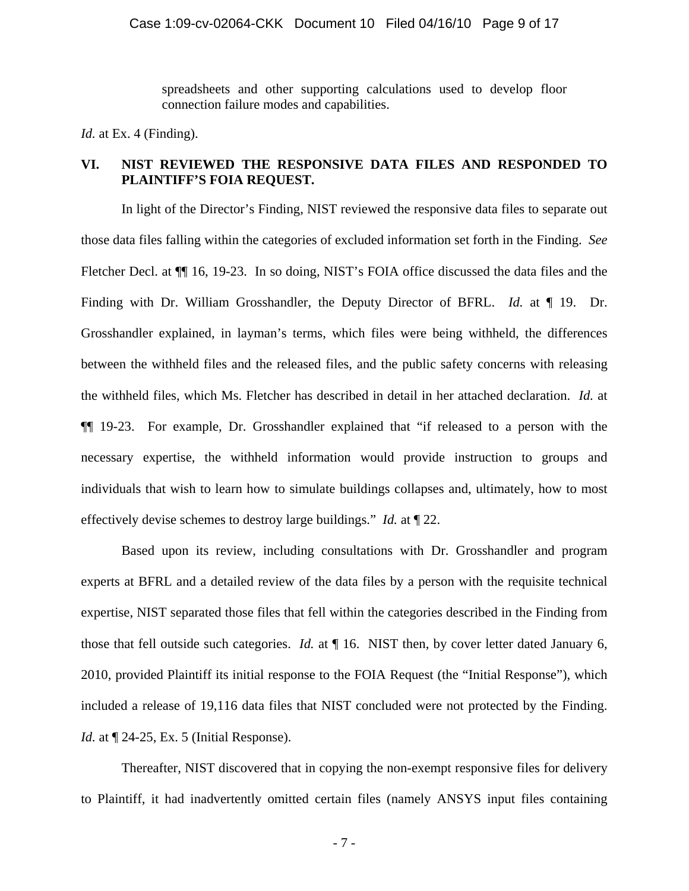spreadsheets and other supporting calculations used to develop floor connection failure modes and capabilities.

*Id.* at Ex. 4 (Finding).

## VI. NIST REVIEWED THE RESPONSIVE DATA FILES AND RESPONDED TO PLAINTIFF'S FOIA REQUEST.

In light of the Director's Finding, NIST reviewed the responsive data files to separate out those data files falling within the categories of excluded information set forth in the Finding. *See* Fletcher Decl. at ¶¶ 16, 19-23. In so doing, NIST's FOIA office discussed the data files and the Finding with Dr. William Grosshandler, the Deputy Director of BFRL. *Id.* at ¶ 19. Dr. Grosshandler explained, in layman's terms, which files were being withheld, the differences between the withheld files and the released files, and the public safety concerns with releasing the withheld files, which Ms. Fletcher has described in detail in her attached declaration. *Id.* at ¶¶ 19-23. For example, Dr. Grosshandler explained that "if released to a person with the necessary expertise, the withheld information would provide instruction to groups and individuals that wish to learn how to simulate buildings collapses and, ultimately, how to most effectively devise schemes to destroy large buildings." *Id.* at ¶ 22.

Based upon its review, including consultations with Dr. Grosshandler and program experts at BFRL and a detailed review of the data files by a person with the requisite technical expertise, NIST separated those files that fell within the categories described in the Finding from those that fell outside such categories. *Id.* at ¶ 16. NIST then, by cover letter dated January 6, 2010, provided Plaintiff its initial response to the FOIA Request (the "Initial Response"), which included a release of 19,116 data files that NIST concluded were not protected by the Finding. *Id.* at ¶ 24-25, Ex. 5 (Initial Response).

Thereafter, NIST discovered that in copying the non-exempt responsive files for delivery to Plaintiff, it had inadvertently omitted certain files (namely ANSYS input files containing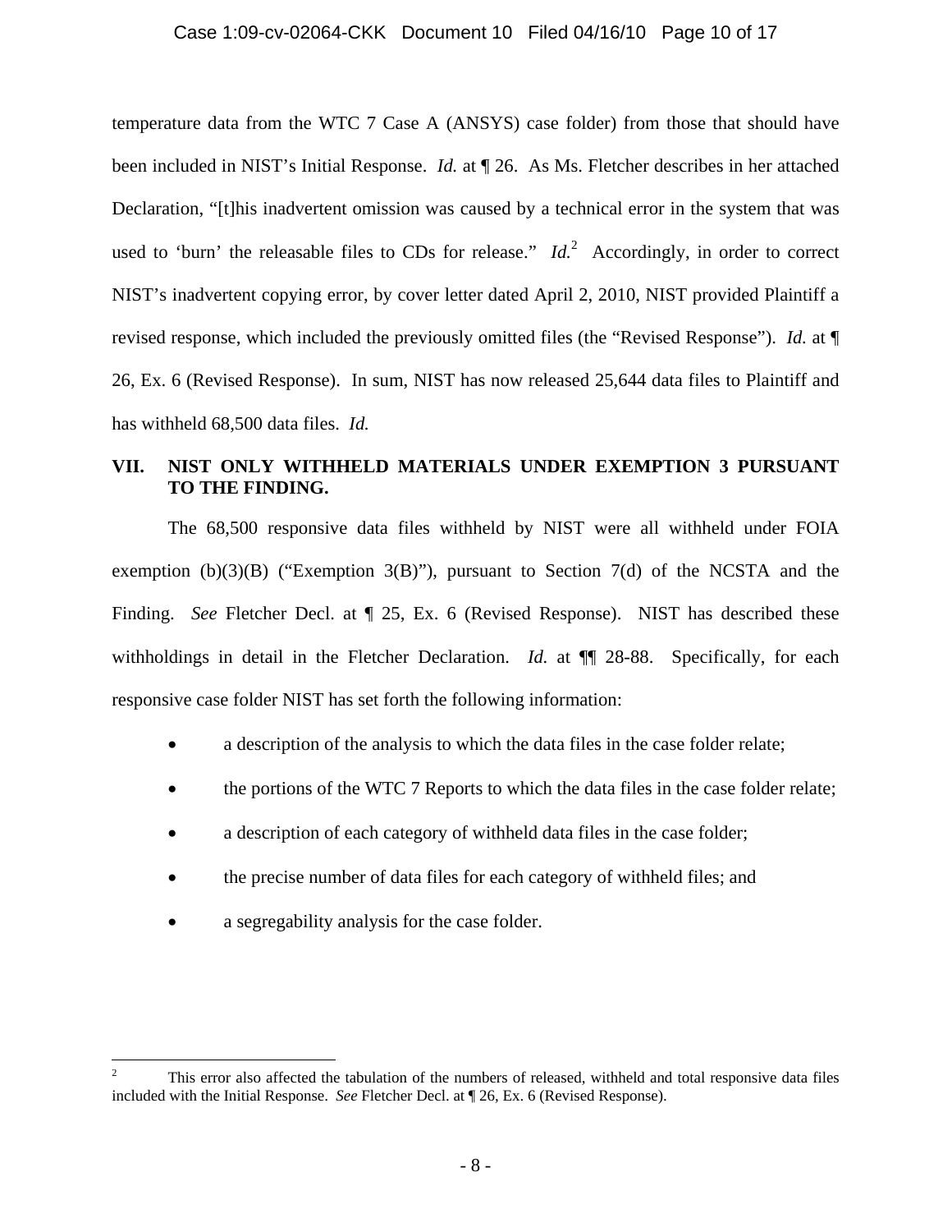temperature data from the WTC 7 Case A (ANSYS) case folder) from those that should have been included in NIST's Initial Response. *Id.* at ¶ 26. As Ms. Fletcher describes in her attached Declaration, "[t]his inadvertent omission was caused by a technical error in the system that was used to 'burn' the releasable files to CDs for release." *Id.*[2] Accordingly, in order to correct NIST's inadvertent copying error, by cover letter dated April 2, 2010, NIST provided Plaintiff a revised response, which included the previously omitted files (the "Revised Response"). *Id.* at ¶ 26, Ex. 6 (Revised Response). In sum, NIST has now released 25,644 data files to Plaintiff and has withheld 68,500 data files. *Id.*

## VII. NIST ONLY WITHHELD MATERIALS UNDER EXEMPTION 3 PURSUANT TO THE FINDING.

The 68,500 responsive data files withheld by NIST were all withheld under FOIA exemption (b)(3)(B) ("Exemption 3(B)"), pursuant to Section 7(d) of the NCSTA and the Finding. *See* Fletcher Decl. at ¶ 25, Ex. 6 (Revised Response). NIST has described these withholdings in detail in the Fletcher Declaration. *Id.* at ¶¶ 28-88. Specifically, for each responsive case folder NIST has set forth the following information:

- a description of the analysis to which the data files in the case folder relate;
- the portions of the WTC 7 Reports to which the data files in the case folder relate;
- a description of each category of withheld data files in the case folder;
- the precise number of data files for each category of withheld files; and
- a segregability analysis for the case folder.

---

[2] This error also affected the tabulation of the numbers of released, withheld and total responsive data files included with the Initial Response. *See* Fletcher Decl. at ¶ 26, Ex. 6 (Revised Response).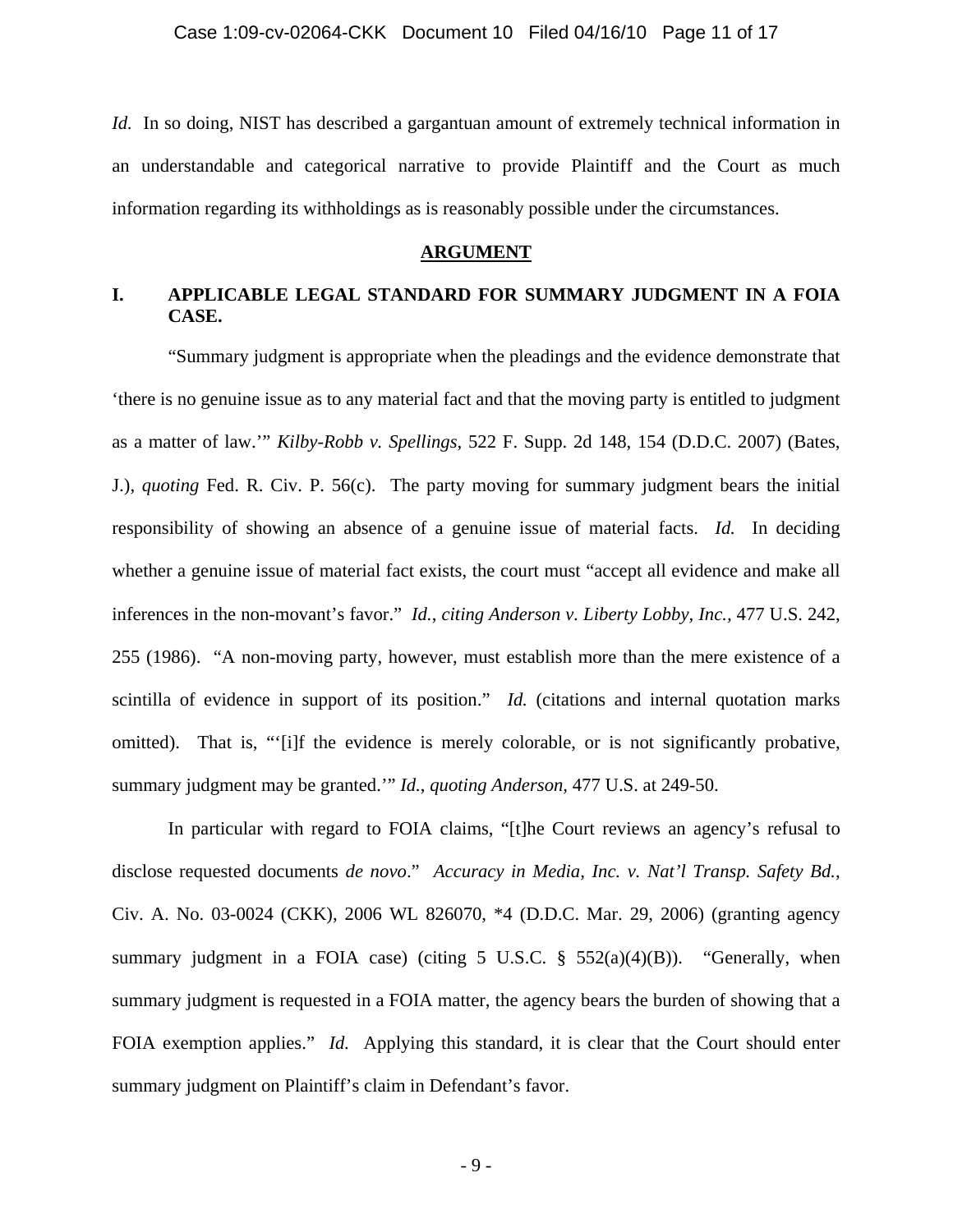*Id.* In so doing, NIST has described a gargantuan amount of extremely technical information in an understandable and categorical narrative to provide Plaintiff and the Court as much information regarding its withholdings as is reasonably possible under the circumstances.

## ARGUMENT

### I. APPLICABLE LEGAL STANDARD FOR SUMMARY JUDGMENT IN A FOIA CASE.

"Summary judgment is appropriate when the pleadings and the evidence demonstrate that 'there is no genuine issue as to any material fact and that the moving party is entitled to judgment as a matter of law.'" *Kilby-Robb v. Spellings*, 522 F. Supp. 2d 148, 154 (D.D.C. 2007) (Bates, J.), *quoting* Fed. R. Civ. P. 56(c). The party moving for summary judgment bears the initial responsibility of showing an absence of a genuine issue of material facts. *Id.* In deciding whether a genuine issue of material fact exists, the court must "accept all evidence and make all inferences in the non-movant's favor." *Id.*, *citing Anderson v. Liberty Lobby, Inc.*, 477 U.S. 242, 255 (1986). "A non-moving party, however, must establish more than the mere existence of a scintilla of evidence in support of its position." *Id.* (citations and internal quotation marks omitted). That is, "'[i]f the evidence is merely colorable, or is not significantly probative, summary judgment may be granted.'" *Id.*, *quoting Anderson*, 477 U.S. at 249-50.

In particular with regard to FOIA claims, "[t]he Court reviews an agency's refusal to disclose requested documents *de novo*." *Accuracy in Media, Inc. v. Nat'l Transp. Safety Bd.*, Civ. A. No. 03-0024 (CKK), 2006 WL 826070, *4 (D.D.C. Mar. 29, 2006) (granting agency summary judgment in a FOIA case) (citing 5 U.S.C. § 552(a)(4)(B)). "Generally, when summary judgment is requested in a FOIA matter, the agency bears the burden of showing that a FOIA exemption applies." *Id.* Applying this standard, it is clear that the Court should enter summary judgment on Plaintiff's claim in Defendant's favor.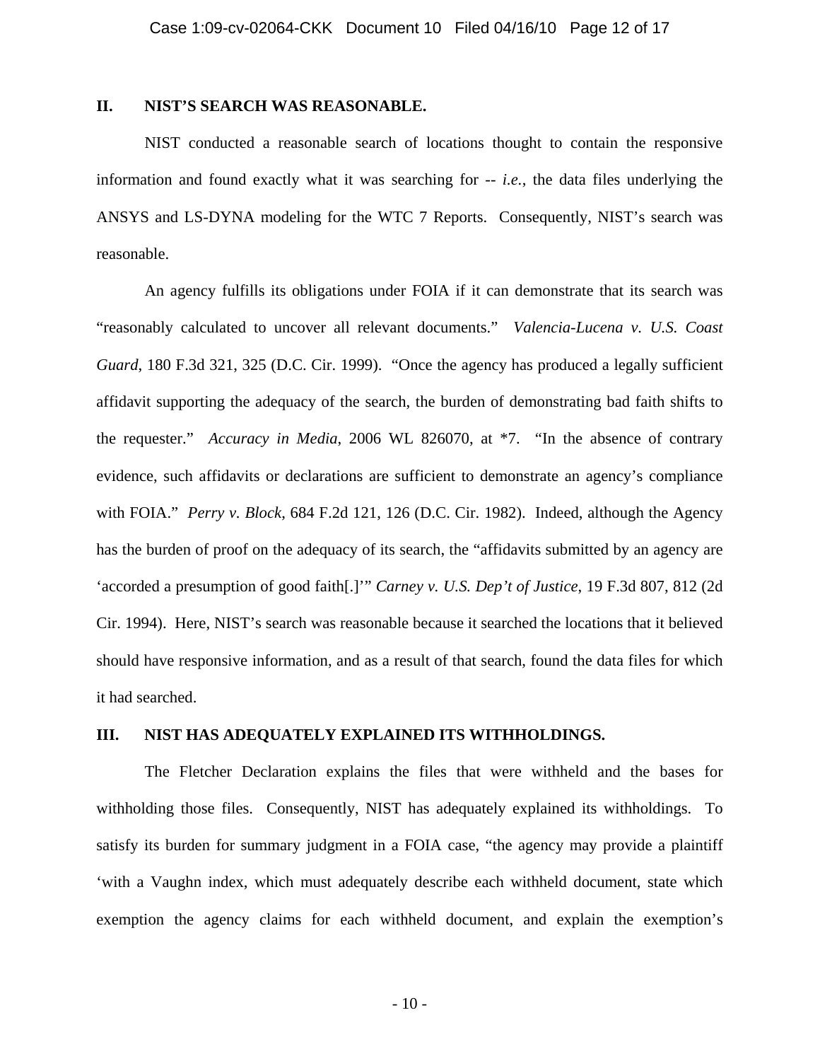## II. NIST'S SEARCH WAS REASONABLE.

NIST conducted a reasonable search of locations thought to contain the responsive information and found exactly what it was searching for -- *i.e.*, the data files underlying the ANSYS and LS-DYNA modeling for the WTC 7 Reports. Consequently, NIST's search was reasonable.

An agency fulfills its obligations under FOIA if it can demonstrate that its search was "reasonably calculated to uncover all relevant documents." *Valencia-Lucena v. U.S. Coast Guard*, 180 F.3d 321, 325 (D.C. Cir. 1999). "Once the agency has produced a legally sufficient affidavit supporting the adequacy of the search, the burden of demonstrating bad faith shifts to the requester." *Accuracy in Media*, 2006 WL 826070, at *7. "In the absence of contrary evidence, such affidavits or declarations are sufficient to demonstrate an agency's compliance with FOIA." *Perry v. Block*, 684 F.2d 121, 126 (D.C. Cir. 1982). Indeed, although the Agency has the burden of proof on the adequacy of its search, the "affidavits submitted by an agency are 'accorded a presumption of good faith[.]'" *Carney v. U.S. Dep't of Justice*, 19 F.3d 807, 812 (2d Cir. 1994). Here, NIST's search was reasonable because it searched the locations that it believed should have responsive information, and as a result of that search, found the data files for which it had searched.

## III. NIST HAS ADEQUATELY EXPLAINED ITS WITHHOLDINGS.

The Fletcher Declaration explains the files that were withheld and the bases for withholding those files. Consequently, NIST has adequately explained its withholdings. To satisfy its burden for summary judgment in a FOIA case, "the agency may provide a plaintiff 'with a Vaughn index, which must adequately describe each withheld document, state which exemption the agency claims for each withheld document, and explain the exemption's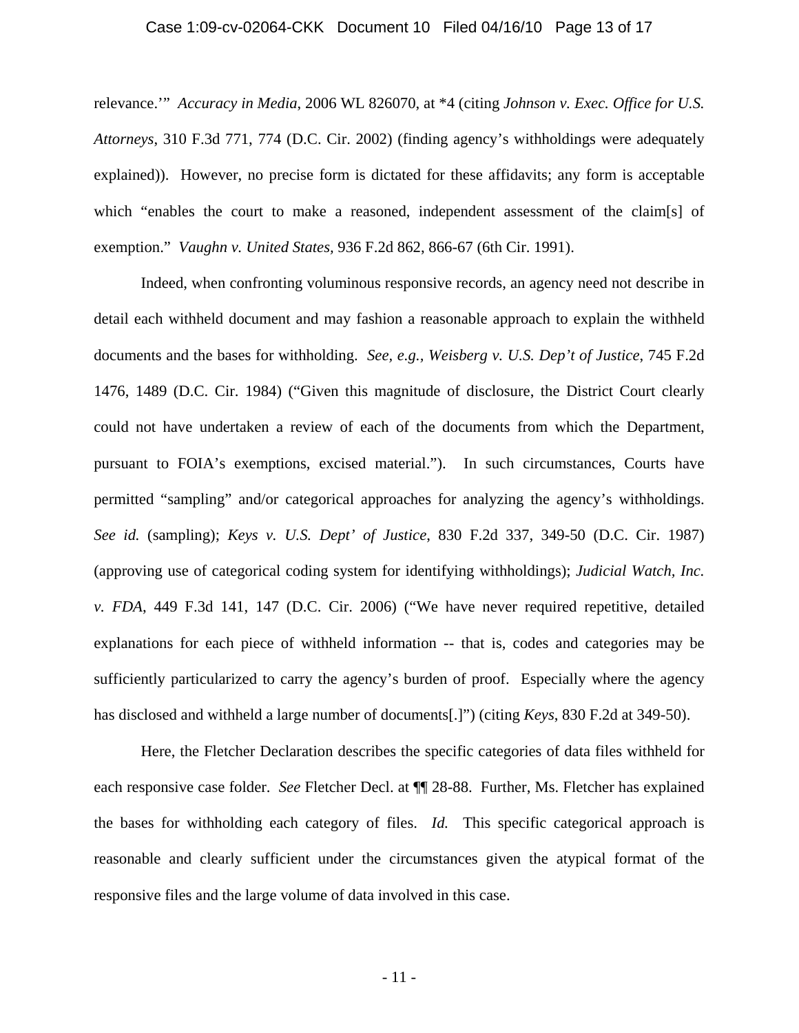relevance.'" *Accuracy in Media*, 2006 WL 826070, at *4 (citing *Johnson v. Exec. Office for U.S. Attorneys*, 310 F.3d 771, 774 (D.C. Cir. 2002) (finding agency's withholdings were adequately explained)). However, no precise form is dictated for these affidavits; any form is acceptable which "enables the court to make a reasoned, independent assessment of the claim[s] of exemption." *Vaughn v. United States*, 936 F.2d 862, 866-67 (6th Cir. 1991).

Indeed, when confronting voluminous responsive records, an agency need not describe in detail each withheld document and may fashion a reasonable approach to explain the withheld documents and the bases for withholding. *See, e.g., Weisberg v. U.S. Dep't of Justice*, 745 F.2d 1476, 1489 (D.C. Cir. 1984) ("Given this magnitude of disclosure, the District Court clearly could not have undertaken a review of each of the documents from which the Department, pursuant to FOIA's exemptions, excised material."). In such circumstances, Courts have permitted "sampling" and/or categorical approaches for analyzing the agency's withholdings. *See id.* (sampling); *Keys v. U.S. Dept' of Justice*, 830 F.2d 337, 349-50 (D.C. Cir. 1987) (approving use of categorical coding system for identifying withholdings); *Judicial Watch, Inc. v. FDA*, 449 F.3d 141, 147 (D.C. Cir. 2006) ("We have never required repetitive, detailed explanations for each piece of withheld information -- that is, codes and categories may be sufficiently particularized to carry the agency's burden of proof. Especially where the agency has disclosed and withheld a large number of documents[.]") (citing *Keys*, 830 F.2d at 349-50).

Here, the Fletcher Declaration describes the specific categories of data files withheld for each responsive case folder. *See* Fletcher Decl. at ¶¶ 28-88. Further, Ms. Fletcher has explained the bases for withholding each category of files. *Id.* This specific categorical approach is reasonable and clearly sufficient under the circumstances given the atypical format of the responsive files and the large volume of data involved in this case.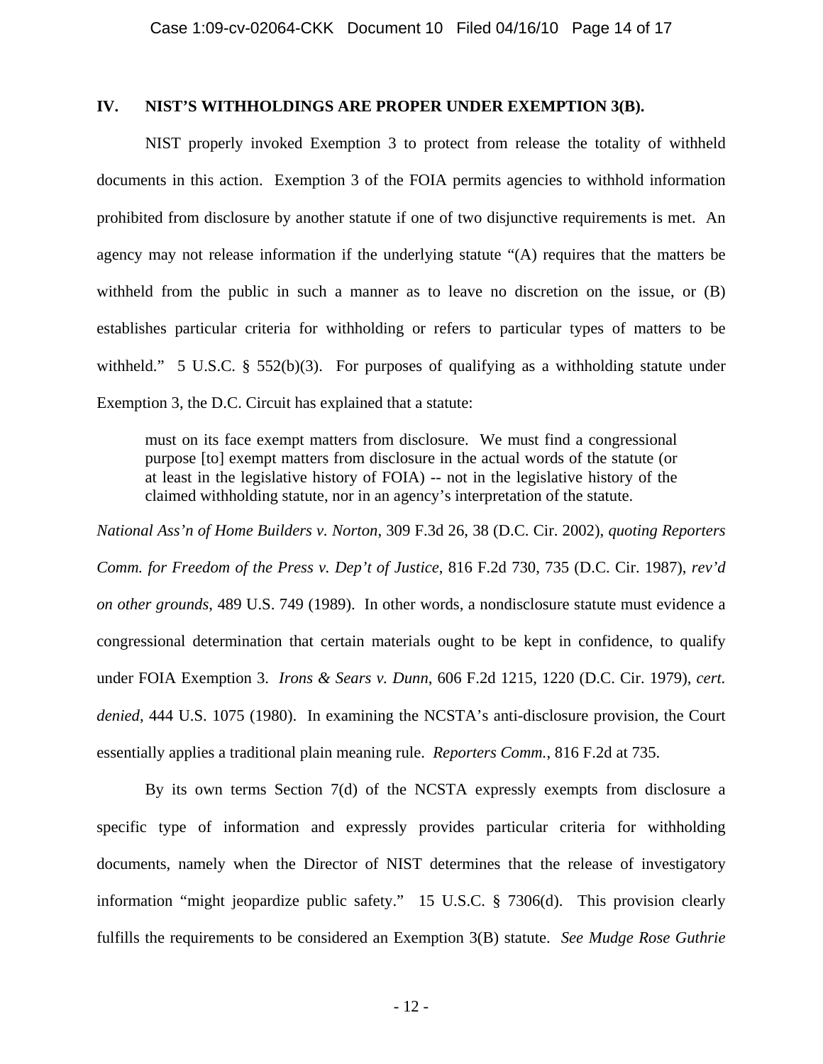## IV. NIST'S WITHHOLDINGS ARE PROPER UNDER EXEMPTION 3(B).

NIST properly invoked Exemption 3 to protect from release the totality of withheld documents in this action. Exemption 3 of the FOIA permits agencies to withhold information prohibited from disclosure by another statute if one of two disjunctive requirements is met. An agency may not release information if the underlying statute "(A) requires that the matters be withheld from the public in such a manner as to leave no discretion on the issue, or (B) establishes particular criteria for withholding or refers to particular types of matters to be withheld." 5 U.S.C. § 552(b)(3). For purposes of qualifying as a withholding statute under Exemption 3, the D.C. Circuit has explained that a statute:

> must on its face exempt matters from disclosure. We must find a congressional purpose [to] exempt matters from disclosure in the actual words of the statute (or at least in the legislative history of FOIA) -- not in the legislative history of the claimed withholding statute, nor in an agency's interpretation of the statute.

*National Ass'n of Home Builders v. Norton*, 309 F.3d 26, 38 (D.C. Cir. 2002), *quoting Reporters Comm. for Freedom of the Press v. Dep't of Justice*, 816 F.2d 730, 735 (D.C. Cir. 1987), *rev'd on other grounds*, 489 U.S. 749 (1989). In other words, a nondisclosure statute must evidence a congressional determination that certain materials ought to be kept in confidence, to qualify under FOIA Exemption 3. *Irons & Sears v. Dunn*, 606 F.2d 1215, 1220 (D.C. Cir. 1979), *cert. denied*, 444 U.S. 1075 (1980). In examining the NCSTA's anti-disclosure provision, the Court essentially applies a traditional plain meaning rule. *Reporters Comm.*, 816 F.2d at 735.

By its own terms Section 7(d) of the NCSTA expressly exempts from disclosure a specific type of information and expressly provides particular criteria for withholding documents, namely when the Director of NIST determines that the release of investigatory information "might jeopardize public safety." 15 U.S.C. § 7306(d). This provision clearly fulfills the requirements to be considered an Exemption 3(B) statute. *See Mudge Rose Guthrie*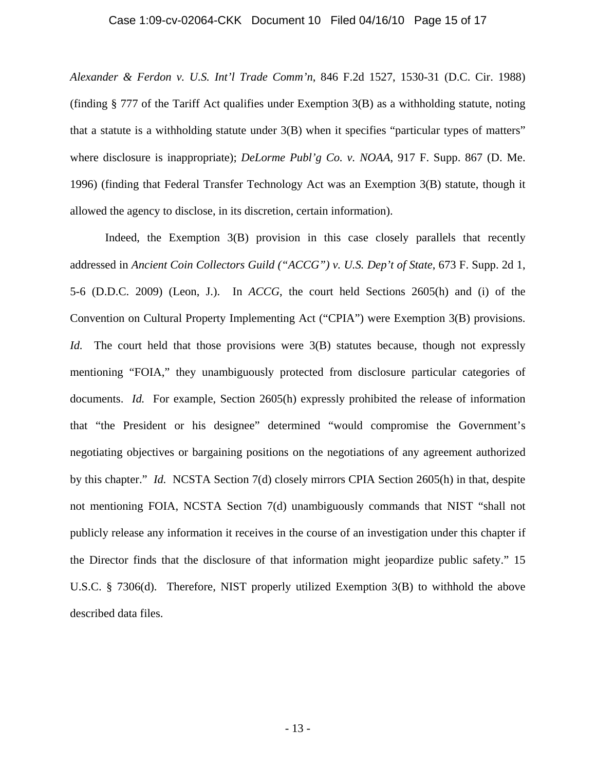*Alexander & Ferdon v. U.S. Int'l Trade Comm'n*, 846 F.2d 1527, 1530-31 (D.C. Cir. 1988) (finding § 777 of the Tariff Act qualifies under Exemption 3(B) as a withholding statute, noting that a statute is a withholding statute under 3(B) when it specifies "particular types of matters" where disclosure is inappropriate); *DeLorme Publ'g Co. v. NOAA*, 917 F. Supp. 867 (D. Me. 1996) (finding that Federal Transfer Technology Act was an Exemption 3(B) statute, though it allowed the agency to disclose, in its discretion, certain information).

Indeed, the Exemption 3(B) provision in this case closely parallels that recently addressed in *Ancient Coin Collectors Guild ("ACCG") v. U.S. Dep't of State*, 673 F. Supp. 2d 1, 5-6 (D.D.C. 2009) (Leon, J.). In *ACCG*, the court held Sections 2605(h) and (i) of the Convention on Cultural Property Implementing Act ("CPIA") were Exemption 3(B) provisions. *Id.* The court held that those provisions were 3(B) statutes because, though not expressly mentioning "FOIA," they unambiguously protected from disclosure particular categories of documents. *Id.* For example, Section 2605(h) expressly prohibited the release of information that "the President or his designee" determined "would compromise the Government's negotiating objectives or bargaining positions on the negotiations of any agreement authorized by this chapter." *Id.* NCSTA Section 7(d) closely mirrors CPIA Section 2605(h) in that, despite not mentioning FOIA, NCSTA Section 7(d) unambiguously commands that NIST "shall not publicly release any information it receives in the course of an investigation under this chapter if the Director finds that the disclosure of that information might jeopardize public safety." 15 U.S.C. § 7306(d). Therefore, NIST properly utilized Exemption 3(B) to withhold the above described data files.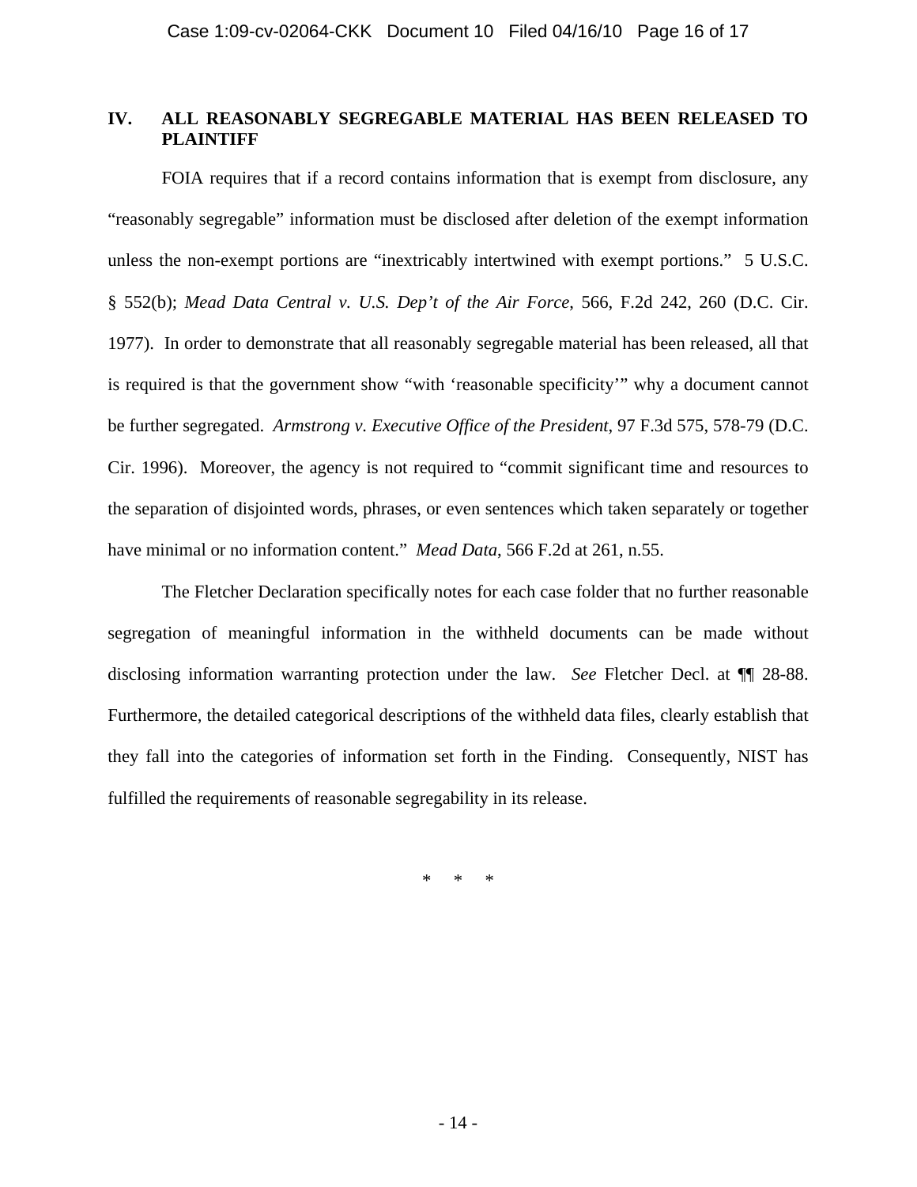## IV. ALL REASONABLY SEGREGABLE MATERIAL HAS BEEN RELEASED TO PLAINTIFF

FOIA requires that if a record contains information that is exempt from disclosure, any "reasonably segregable" information must be disclosed after deletion of the exempt information unless the non-exempt portions are "inextricably intertwined with exempt portions." 5 U.S.C. § 552(b); *Mead Data Central v. U.S. Dep't of the Air Force*, 566, F.2d 242, 260 (D.C. Cir. 1977). In order to demonstrate that all reasonably segregable material has been released, all that is required is that the government show "with 'reasonable specificity'" why a document cannot be further segregated. *Armstrong v. Executive Office of the President*, 97 F.3d 575, 578-79 (D.C. Cir. 1996). Moreover, the agency is not required to "commit significant time and resources to the separation of disjointed words, phrases, or even sentences which taken separately or together have minimal or no information content." *Mead Data*, 566 F.2d at 261, n.55.

The Fletcher Declaration specifically notes for each case folder that no further reasonable segregation of meaningful information in the withheld documents can be made without disclosing information warranting protection under the law. *See* Fletcher Decl. at ¶¶ 28-88. Furthermore, the detailed categorical descriptions of the withheld data files, clearly establish that they fall into the categories of information set forth in the Finding. Consequently, NIST has fulfilled the requirements of reasonable segregability in its release.

\* \* \*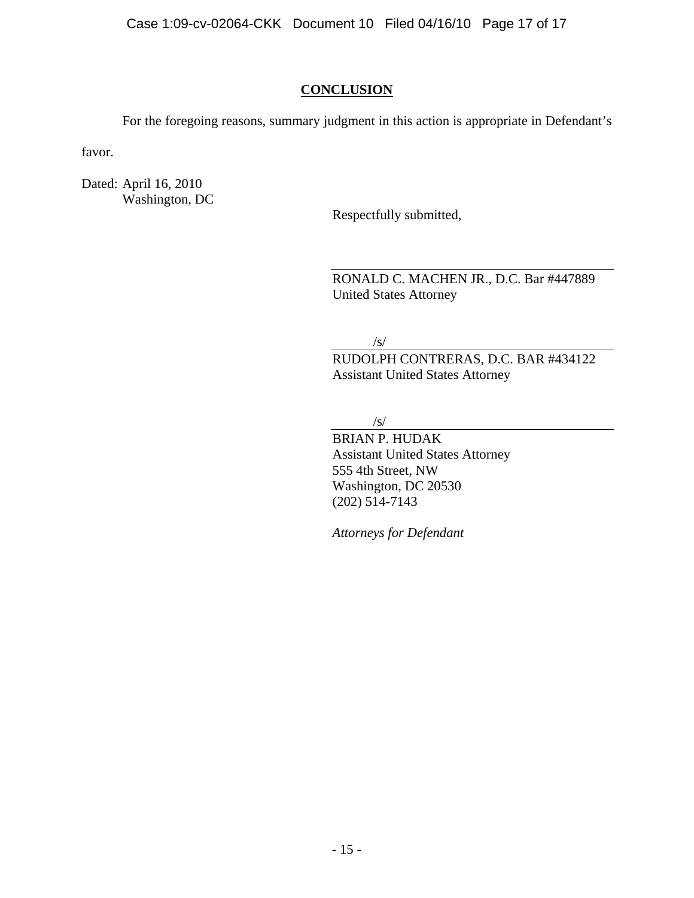## CONCLUSION

For the foregoing reasons, summary judgment in this action is appropriate in Defendant's favor.

Dated: April 16, 2010
Washington, DC

Respectfully submitted,

RONALD C. MACHEN JR., D.C. Bar #447889
United States Attorney

/s/
RUDOLPH CONTRERAS, D.C. BAR #434122
Assistant United States Attorney

/s/
BRIAN P. HUDAK
Assistant United States Attorney
555 4th Street, NW
Washington, DC 20530
(202) 514-7143

*Attorneys for Defendant*